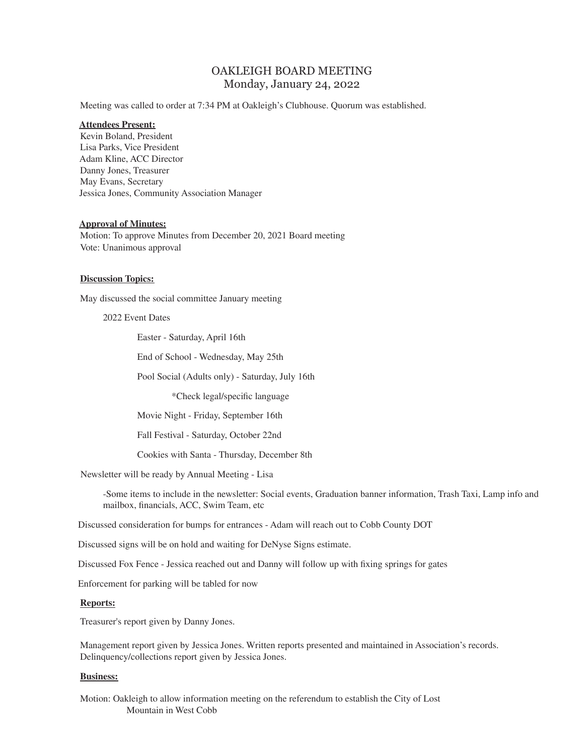# OAKLEIGH BOARD MEETING
Monday, January 24, 2022

Meeting was called to order at 7:34 PM at Oakleigh's Clubhouse. Quorum was established.

**Attendees Present:**

Kevin Boland, President
Lisa Parks, Vice President
Adam Kline, ACC Director
Danny Jones, Treasurer
May Evans, Secretary
Jessica Jones, Community Association Manager

**Approval of Minutes:**

Motion: To approve Minutes from December 20, 2021 Board meeting
Vote: Unanimous approval

**Discussion Topics:**

May discussed the social committee January meeting

- 2022 Event Dates
  - Easter - Saturday, April 16th
  - End of School - Wednesday, May 25th
  - Pool Social (Adults only) - Saturday, July 16th
    - *Check legal/specific language
  - Movie Night - Friday, September 16th
  - Fall Festival - Saturday, October 22nd
  - Cookies with Santa - Thursday, December 8th

Newsletter will be ready by Annual Meeting - Lisa

- Some items to include in the newsletter: Social events, Graduation banner information, Trash Taxi, Lamp info and mailbox, financials, ACC, Swim Team, etc

Discussed consideration for bumps for entrances - Adam will reach out to Cobb County DOT

Discussed signs will be on hold and waiting for DeNyse Signs estimate.

Discussed Fox Fence - Jessica reached out and Danny will follow up with fixing springs for gates

Enforcement for parking will be tabled for now

**Reports:**

Treasurer's report given by Danny Jones.

Management report given by Jessica Jones. Written reports presented and maintained in Association's records.
Delinquency/collections report given by Jessica Jones.

**Business:**

Motion: Oakleigh to allow information meeting on the referendum to establish the City of Lost Mountain in West Cobb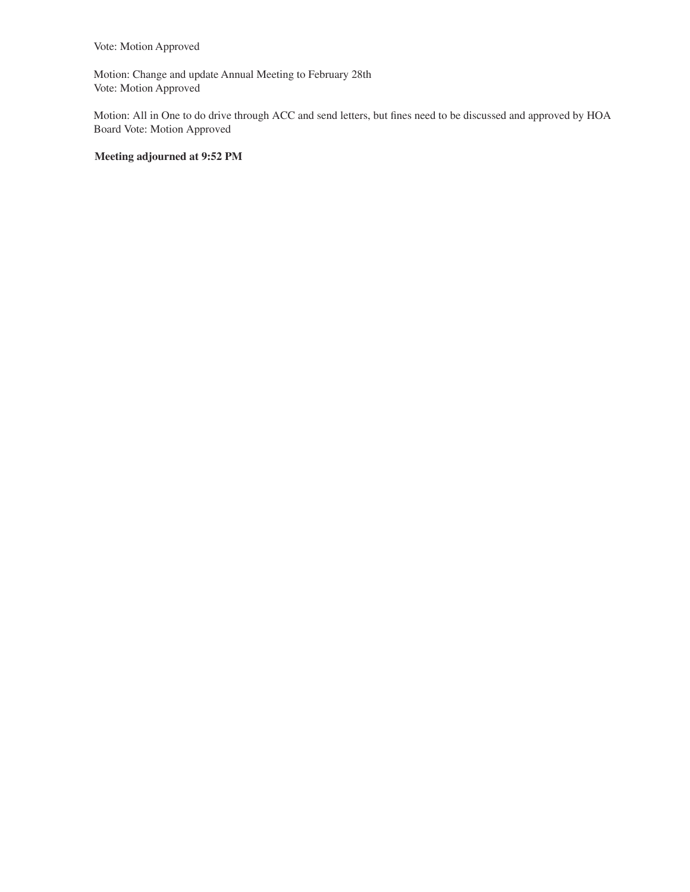Vote: Motion Approved

Motion: Change and update Annual Meeting to February 28th
Vote: Motion Approved

Motion: All in One to do drive through ACC and send letters, but fines need to be discussed and approved by HOA Board Vote: Motion Approved

**Meeting adjourned at 9:52 PM**